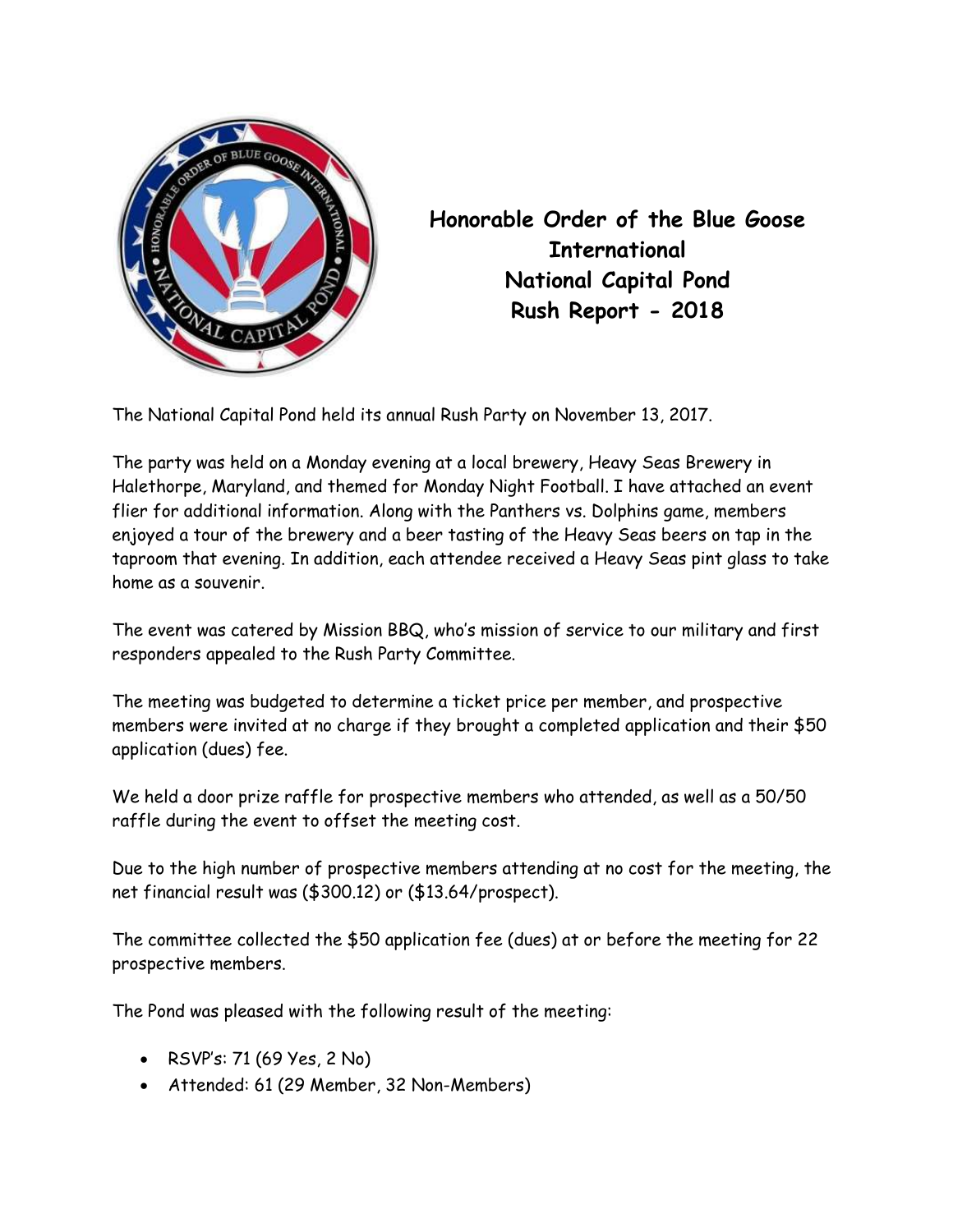# Honorable Order of the Blue Goose International
# National Capital Pond
# Rush Report - 2018

The National Capital Pond held its annual Rush Party on November 13, 2017.

The party was held on a Monday evening at a local brewery, Heavy Seas Brewery in Halethorpe, Maryland, and themed for Monday Night Football. I have attached an event flier for additional information. Along with the Panthers vs. Dolphins game, members enjoyed a tour of the brewery and a beer tasting of the Heavy Seas beers on tap in the taproom that evening. In addition, each attendee received a Heavy Seas pint glass to take home as a souvenir.

The event was catered by Mission BBQ, who's mission of service to our military and first responders appealed to the Rush Party Committee.

The meeting was budgeted to determine a ticket price per member, and prospective members were invited at no charge if they brought a completed application and their $50 application (dues) fee.

We held a door prize raffle for prospective members who attended, as well as a 50/50 raffle during the event to offset the meeting cost.

Due to the high number of prospective members attending at no cost for the meeting, the net financial result was ($300.12) or ($13.64/prospect).

The committee collected the $50 application fee (dues) at or before the meeting for 22 prospective members.

The Pond was pleased with the following result of the meeting:

- RSVP's: 71 (69 Yes, 2 No)
- Attended: 61 (29 Member, 32 Non-Members)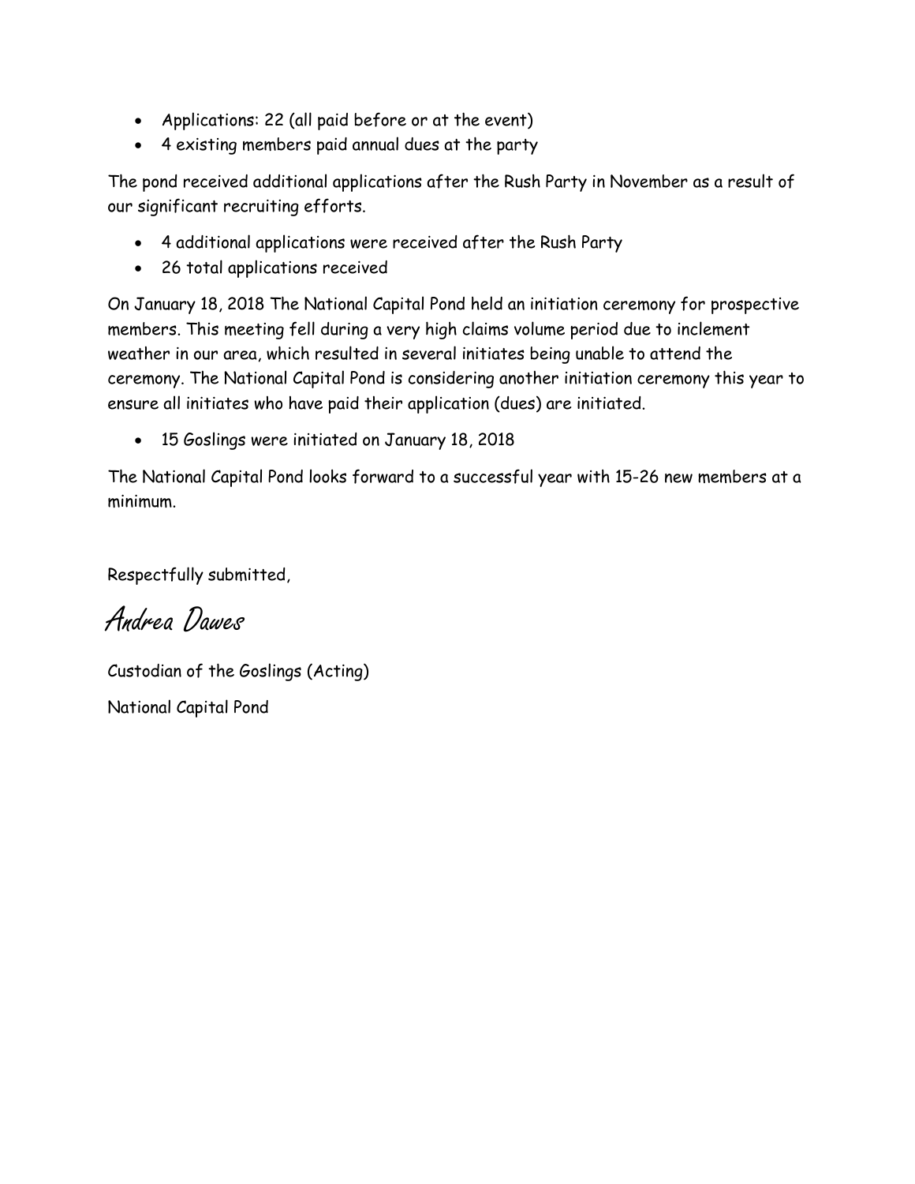- Applications: 22 (all paid before or at the event)
- 4 existing members paid annual dues at the party

The pond received additional applications after the Rush Party in November as a result of our significant recruiting efforts.

- 4 additional applications were received after the Rush Party
- 26 total applications received

On January 18, 2018 The National Capital Pond held an initiation ceremony for prospective members. This meeting fell during a very high claims volume period due to inclement weather in our area, which resulted in several initiates being unable to attend the ceremony. The National Capital Pond is considering another initiation ceremony this year to ensure all initiates who have paid their application (dues) are initiated.

- 15 Goslings were initiated on January 18, 2018

The National Capital Pond looks forward to a successful year with 15-26 new members at a minimum.

Respectfully submitted,

*Andrea Dawes*

Custodian of the Goslings (Acting)

National Capital Pond